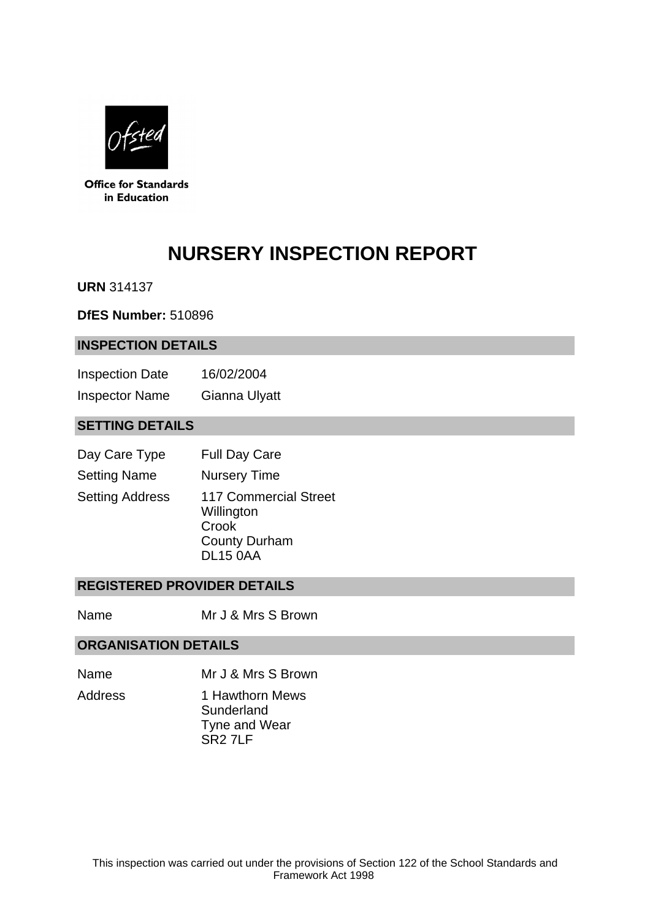Office for Standards in Education

# NURSERY INSPECTION REPORT

**URN** 314137

**DfES Number:** 510896

## INSPECTION DETAILS

| | |
|---|---|
| Inspection Date | 16/02/2004 |
| Inspector Name | Gianna Ulyatt |

## SETTING DETAILS

| | |
|---|---|
| Day Care Type | Full Day Care |
| Setting Name | Nursery Time |
| Setting Address | 117 Commercial Street<br>Willington<br>Crook<br>County Durham<br>DL15 0AA |

## REGISTERED PROVIDER DETAILS

| | |
|---|---|
| Name | Mr J & Mrs S Brown |

## ORGANISATION DETAILS

| | |
|---|---|
| Name | Mr J & Mrs S Brown |
| Address | 1 Hawthorn Mews<br>Sunderland<br>Tyne and Wear<br>SR2 7LF |

This inspection was carried out under the provisions of Section 122 of the School Standards and Framework Act 1998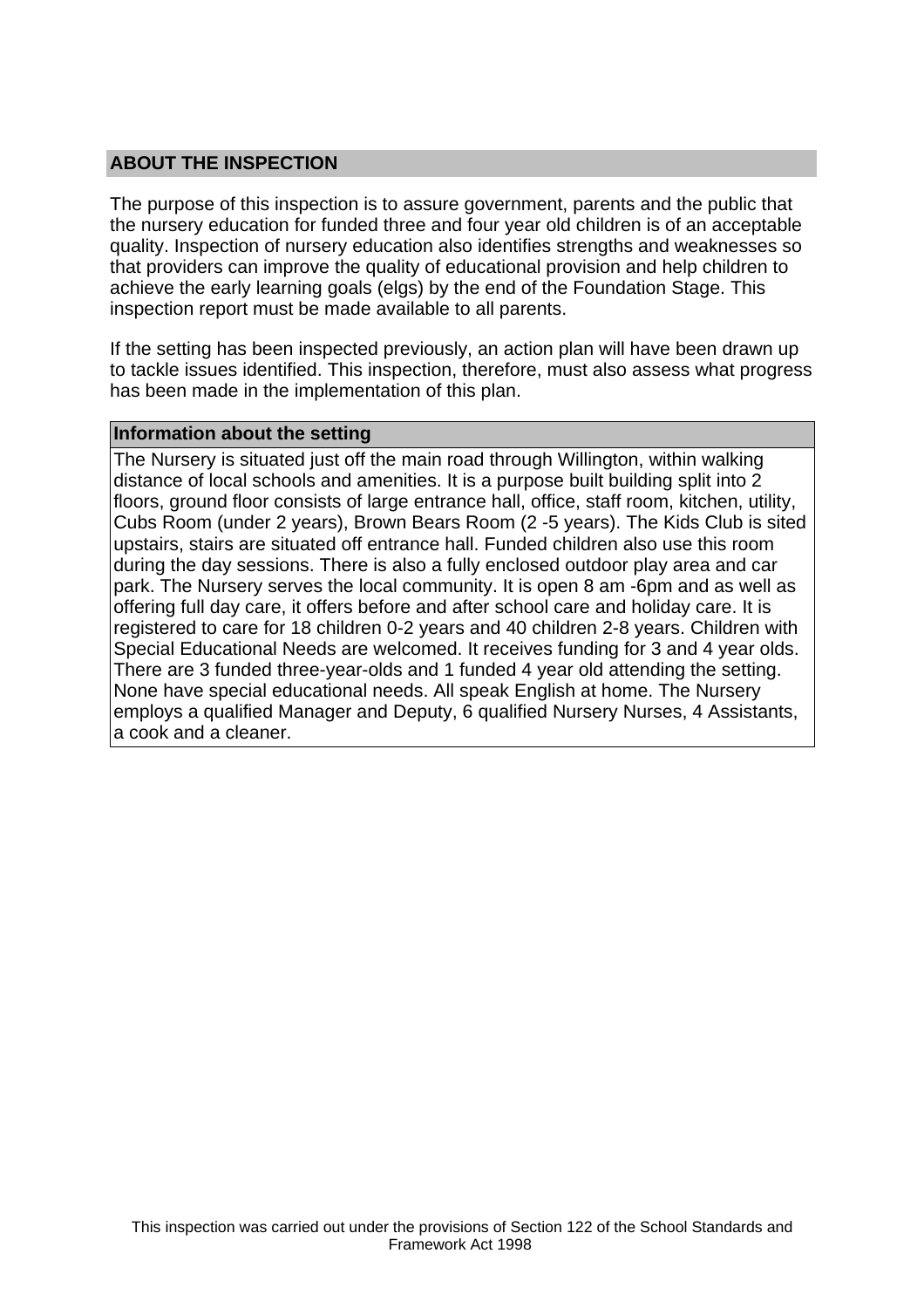## ABOUT THE INSPECTION

The purpose of this inspection is to assure government, parents and the public that the nursery education for funded three and four year old children is of an acceptable quality. Inspection of nursery education also identifies strengths and weaknesses so that providers can improve the quality of educational provision and help children to achieve the early learning goals (elgs) by the end of the Foundation Stage. This inspection report must be made available to all parents.

If the setting has been inspected previously, an action plan will have been drawn up to tackle issues identified. This inspection, therefore, must also assess what progress has been made in the implementation of this plan.

| Information about the setting |
|---|
| The Nursery is situated just off the main road through Willington, within walking distance of local schools and amenities. It is a purpose built building split into 2 floors, ground floor consists of large entrance hall, office, staff room, kitchen, utility, Cubs Room (under 2 years), Brown Bears Room (2 -5 years). The Kids Club is sited upstairs, stairs are situated off entrance hall. Funded children also use this room during the day sessions. There is also a fully enclosed outdoor play area and car park. The Nursery serves the local community. It is open 8 am -6pm and as well as offering full day care, it offers before and after school care and holiday care. It is registered to care for 18 children 0-2 years and 40 children 2-8 years. Children with Special Educational Needs are welcomed. It receives funding for 3 and 4 year olds. There are 3 funded three-year-olds and 1 funded 4 year old attending the setting. None have special educational needs. All speak English at home. The Nursery employs a qualified Manager and Deputy, 6 qualified Nursery Nurses, 4 Assistants, a cook and a cleaner. |

This inspection was carried out under the provisions of Section 122 of the School Standards and Framework Act 1998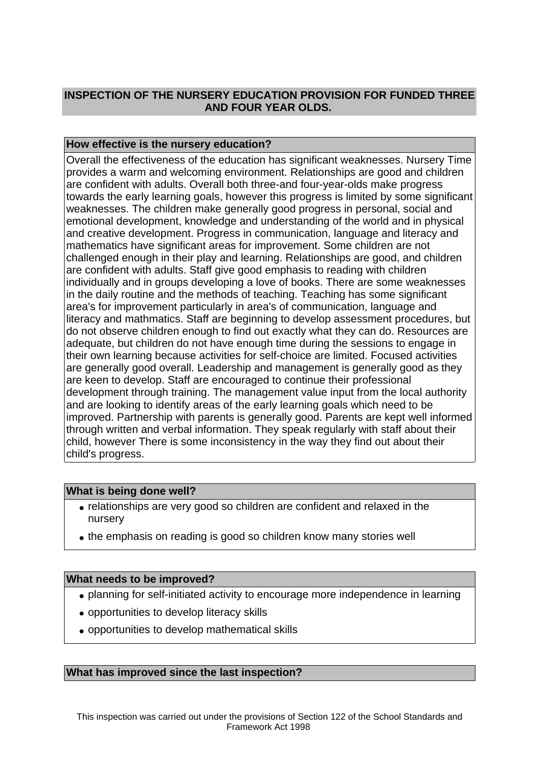## INSPECTION OF THE NURSERY EDUCATION PROVISION FOR FUNDED THREE AND FOUR YEAR OLDS.

### How effective is the nursery education?

Overall the effectiveness of the education has significant weaknesses. Nursery Time provides a warm and welcoming environment. Relationships are good and children are confident with adults. Overall both three-and four-year-olds make progress towards the early learning goals, however this progress is limited by some significant weaknesses. The children make generally good progress in personal, social and emotional development, knowledge and understanding of the world and in physical and creative development. Progress in communication, language and literacy and mathematics have significant areas for improvement. Some children are not challenged enough in their play and learning. Relationships are good, and children are confident with adults. Staff give good emphasis to reading with children individually and in groups developing a love of books. There are some weaknesses in the daily routine and the methods of teaching. Teaching has some significant area's for improvement particularly in area's of communication, language and literacy and mathmatics. Staff are beginning to develop assessment procedures, but do not observe children enough to find out exactly what they can do. Resources are adequate, but children do not have enough time during the sessions to engage in their own learning because activities for self-choice are limited. Focused activities are generally good overall. Leadership and management is generally good as they are keen to develop. Staff are encouraged to continue their professional development through training. The management value input from the local authority and are looking to identify areas of the early learning goals which need to be improved. Partnership with parents is generally good. Parents are kept well informed through written and verbal information. They speak regularly with staff about their child, however There is some inconsistency in the way they find out about their child's progress.

### What is being done well?

- relationships are very good so children are confident and relaxed in the nursery
- the emphasis on reading is good so children know many stories well

### What needs to be improved?

- planning for self-initiated activity to encourage more independence in learning
- opportunities to develop literacy skills
- opportunities to develop mathematical skills

### What has improved since the last inspection?

This inspection was carried out under the provisions of Section 122 of the School Standards and Framework Act 1998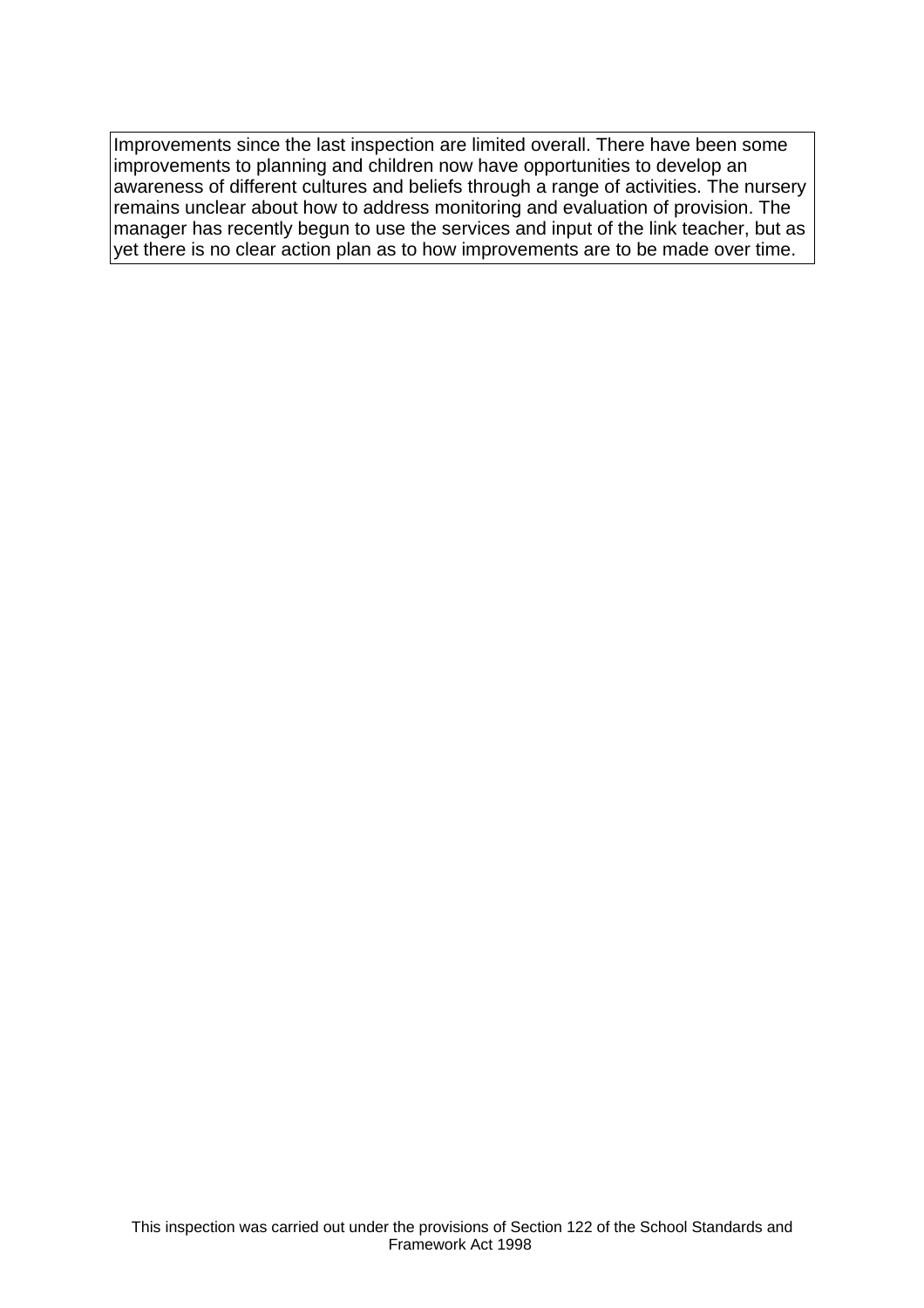Improvements since the last inspection are limited overall. There have been some improvements to planning and children now have opportunities to develop an awareness of different cultures and beliefs through a range of activities. The nursery remains unclear about how to address monitoring and evaluation of provision. The manager has recently begun to use the services and input of the link teacher, but as yet there is no clear action plan as to how improvements are to be made over time.

This inspection was carried out under the provisions of Section 122 of the School Standards and Framework Act 1998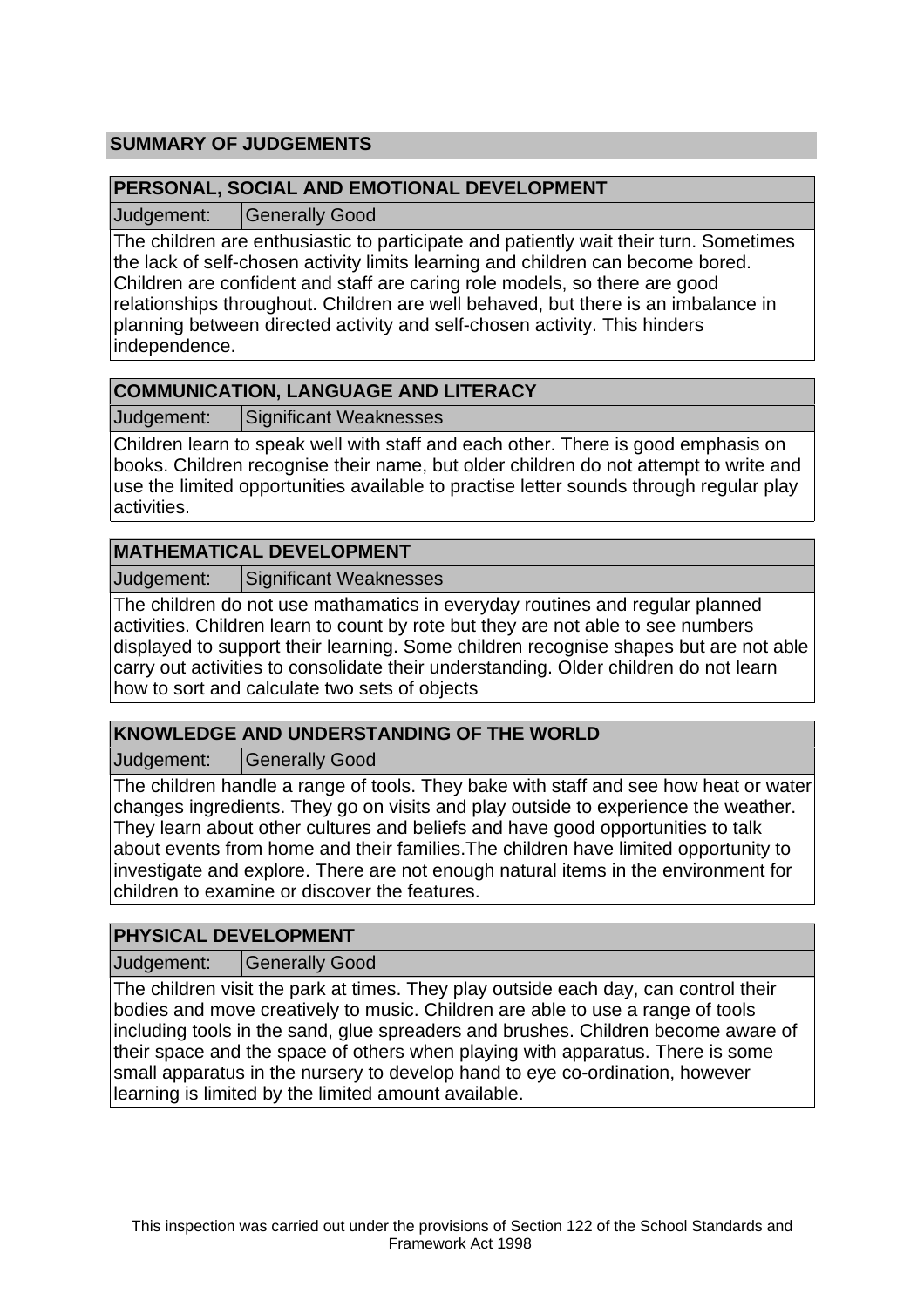## SUMMARY OF JUDGEMENTS

### PERSONAL, SOCIAL AND EMOTIONAL DEVELOPMENT

| Judgement: | Generally Good |
|---|---|

The children are enthusiastic to participate and patiently wait their turn. Sometimes the lack of self-chosen activity limits learning and children can become bored. Children are confident and staff are caring role models, so there are good relationships throughout. Children are well behaved, but there is an imbalance in planning between directed activity and self-chosen activity. This hinders independence.

### COMMUNICATION, LANGUAGE AND LITERACY

| Judgement: | Significant Weaknesses |
|---|---|

Children learn to speak well with staff and each other. There is good emphasis on books. Children recognise their name, but older children do not attempt to write and use the limited opportunities available to practise letter sounds through regular play activities.

### MATHEMATICAL DEVELOPMENT

| Judgement: | Significant Weaknesses |
|---|---|

The children do not use mathamatics in everyday routines and regular planned activities. Children learn to count by rote but they are not able to see numbers displayed to support their learning. Some children recognise shapes but are not able carry out activities to consolidate their understanding. Older children do not learn how to sort and calculate two sets of objects

### KNOWLEDGE AND UNDERSTANDING OF THE WORLD

| Judgement: | Generally Good |
|---|---|

The children handle a range of tools. They bake with staff and see how heat or water changes ingredients. They go on visits and play outside to experience the weather. They learn about other cultures and beliefs and have good opportunities to talk about events from home and their families.The children have limited opportunity to investigate and explore. There are not enough natural items in the environment for children to examine or discover the features.

### PHYSICAL DEVELOPMENT

| Judgement: | Generally Good |
|---|---|

The children visit the park at times. They play outside each day, can control their bodies and move creatively to music. Children are able to use a range of tools including tools in the sand, glue spreaders and brushes. Children become aware of their space and the space of others when playing with apparatus. There is some small apparatus in the nursery to develop hand to eye co-ordination, however learning is limited by the limited amount available.

This inspection was carried out under the provisions of Section 122 of the School Standards and Framework Act 1998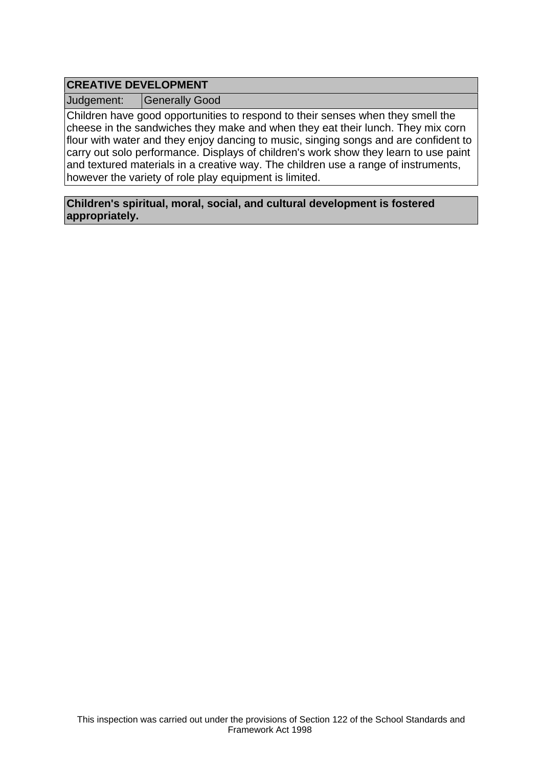## CREATIVE DEVELOPMENT

| Judgement: | Generally Good |
|---|---|

Children have good opportunities to respond to their senses when they smell the cheese in the sandwiches they make and when they eat their lunch. They mix corn flour with water and they enjoy dancing to music, singing songs and are confident to carry out solo performance. Displays of children's work show they learn to use paint and textured materials in a creative way. The children use a range of instruments, however the variety of role play equipment is limited.

**Children's spiritual, moral, social, and cultural development is fostered appropriately.**

This inspection was carried out under the provisions of Section 122 of the School Standards and Framework Act 1998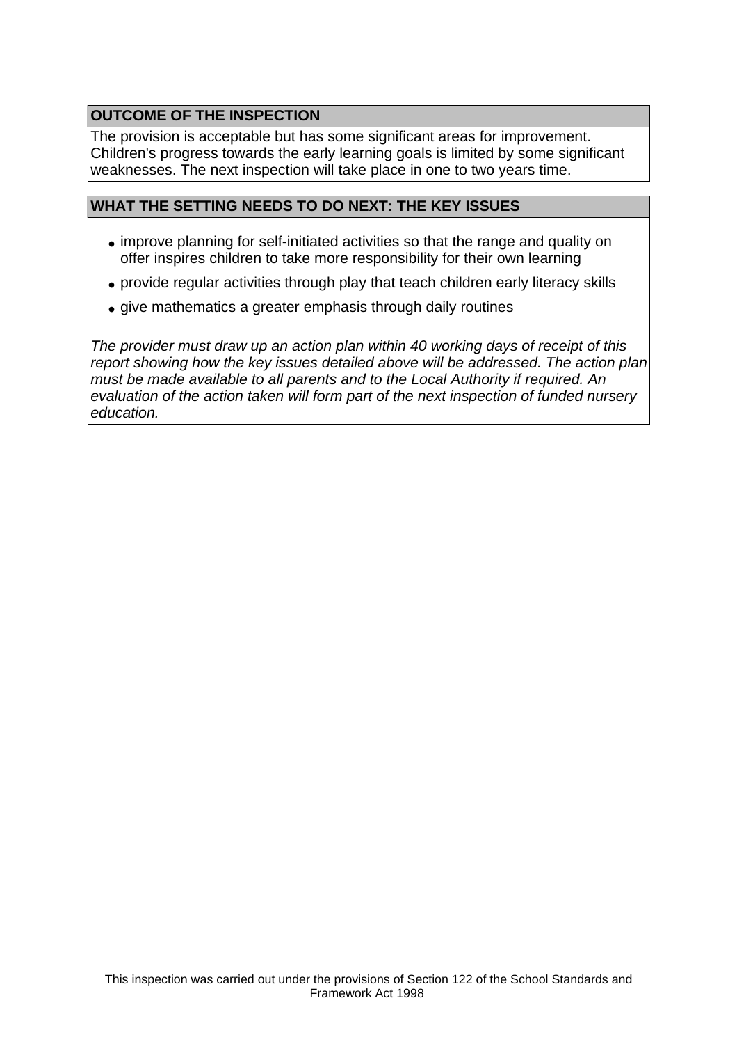## OUTCOME OF THE INSPECTION

The provision is acceptable but has some significant areas for improvement. Children's progress towards the early learning goals is limited by some significant weaknesses. The next inspection will take place in one to two years time.

## WHAT THE SETTING NEEDS TO DO NEXT: THE KEY ISSUES

- improve planning for self-initiated activities so that the range and quality on offer inspires children to take more responsibility for their own learning
- provide regular activities through play that teach children early literacy skills
- give mathematics a greater emphasis through daily routines

*The provider must draw up an action plan within 40 working days of receipt of this report showing how the key issues detailed above will be addressed. The action plan must be made available to all parents and to the Local Authority if required. An evaluation of the action taken will form part of the next inspection of funded nursery education.*

This inspection was carried out under the provisions of Section 122 of the School Standards and Framework Act 1998